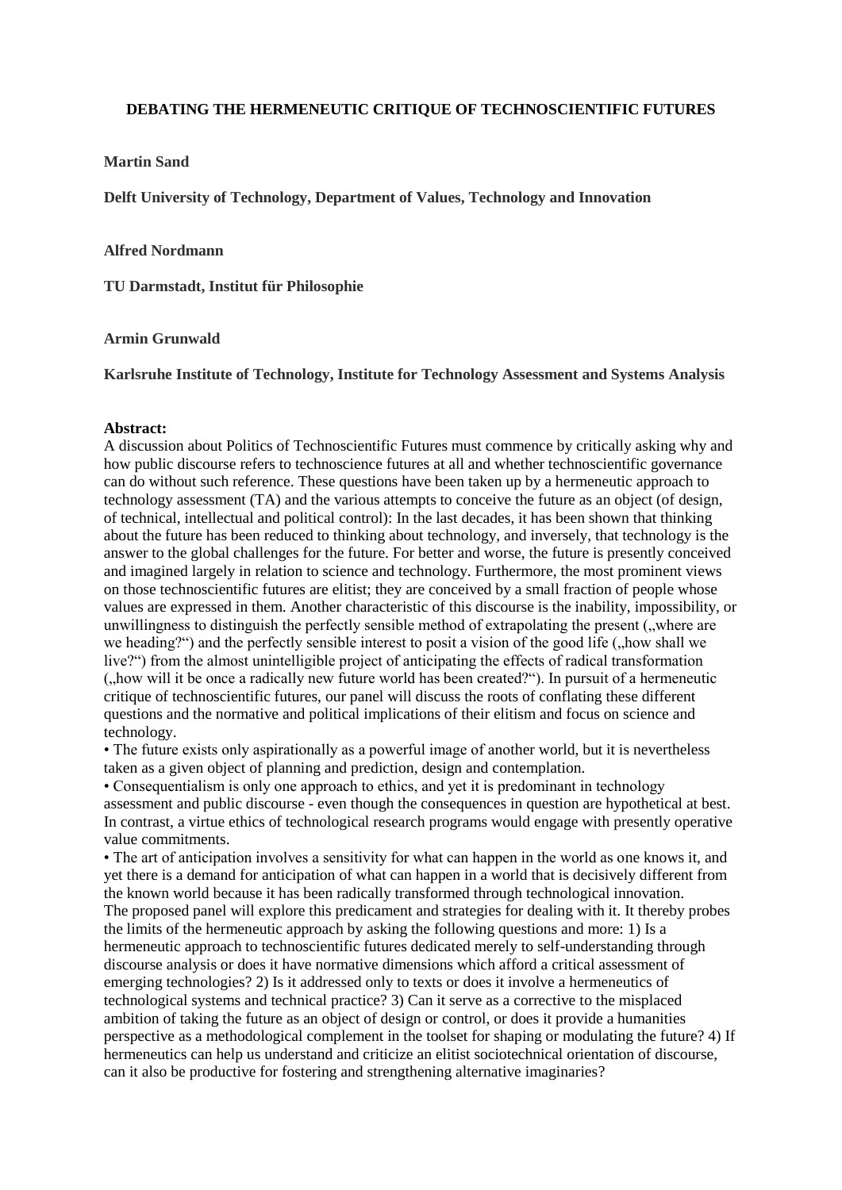**DEBATING THE HERMENEUTIC CRITIQUE OF TECHNOSCIENTIFIC FUTURES**

**Martin Sand**

**Delft University of Technology, Department of Values, Technology and Innovation**

**Alfred Nordmann**

**TU Darmstadt, Institut für Philosophie**

**Armin Grunwald**

**Karlsruhe Institute of Technology, Institute for Technology Assessment and Systems Analysis**

**Abstract:**
A discussion about Politics of Technoscientific Futures must commence by critically asking why and how public discourse refers to technoscience futures at all and whether technoscientific governance can do without such reference. These questions have been taken up by a hermeneutic approach to technology assessment (TA) and the various attempts to conceive the future as an object (of design, of technical, intellectual and political control): In the last decades, it has been shown that thinking about the future has been reduced to thinking about technology, and inversely, that technology is the answer to the global challenges for the future. For better and worse, the future is presently conceived and imagined largely in relation to science and technology. Furthermore, the most prominent views on those technoscientific futures are elitist; they are conceived by a small fraction of people whose values are expressed in them. Another characteristic of this discourse is the inability, impossibility, or unwillingness to distinguish the perfectly sensible method of extrapolating the present („where are we heading?") and the perfectly sensible interest to posit a vision of the good life („how shall we live?") from the almost unintelligible project of anticipating the effects of radical transformation („how will it be once a radically new future world has been created?"). In pursuit of a hermeneutic critique of technoscientific futures, our panel will discuss the roots of conflating these different questions and the normative and political implications of their elitism and focus on science and technology.

- The future exists only aspirationally as a powerful image of another world, but it is nevertheless taken as a given object of planning and prediction, design and contemplation.
- Consequentialism is only one approach to ethics, and yet it is predominant in technology assessment and public discourse - even though the consequences in question are hypothetical at best. In contrast, a virtue ethics of technological research programs would engage with presently operative value commitments.
- The art of anticipation involves a sensitivity for what can happen in the world as one knows it, and yet there is a demand for anticipation of what can happen in a world that is decisively different from the known world because it has been radically transformed through technological innovation.

The proposed panel will explore this predicament and strategies for dealing with it. It thereby probes the limits of the hermeneutic approach by asking the following questions and more: 1) Is a hermeneutic approach to technoscientific futures dedicated merely to self-understanding through discourse analysis or does it have normative dimensions which afford a critical assessment of emerging technologies? 2) Is it addressed only to texts or does it involve a hermeneutics of technological systems and technical practice? 3) Can it serve as a corrective to the misplaced ambition of taking the future as an object of design or control, or does it provide a humanities perspective as a methodological complement in the toolset for shaping or modulating the future? 4) If hermeneutics can help us understand and criticize an elitist sociotechnical orientation of discourse, can it also be productive for fostering and strengthening alternative imaginaries?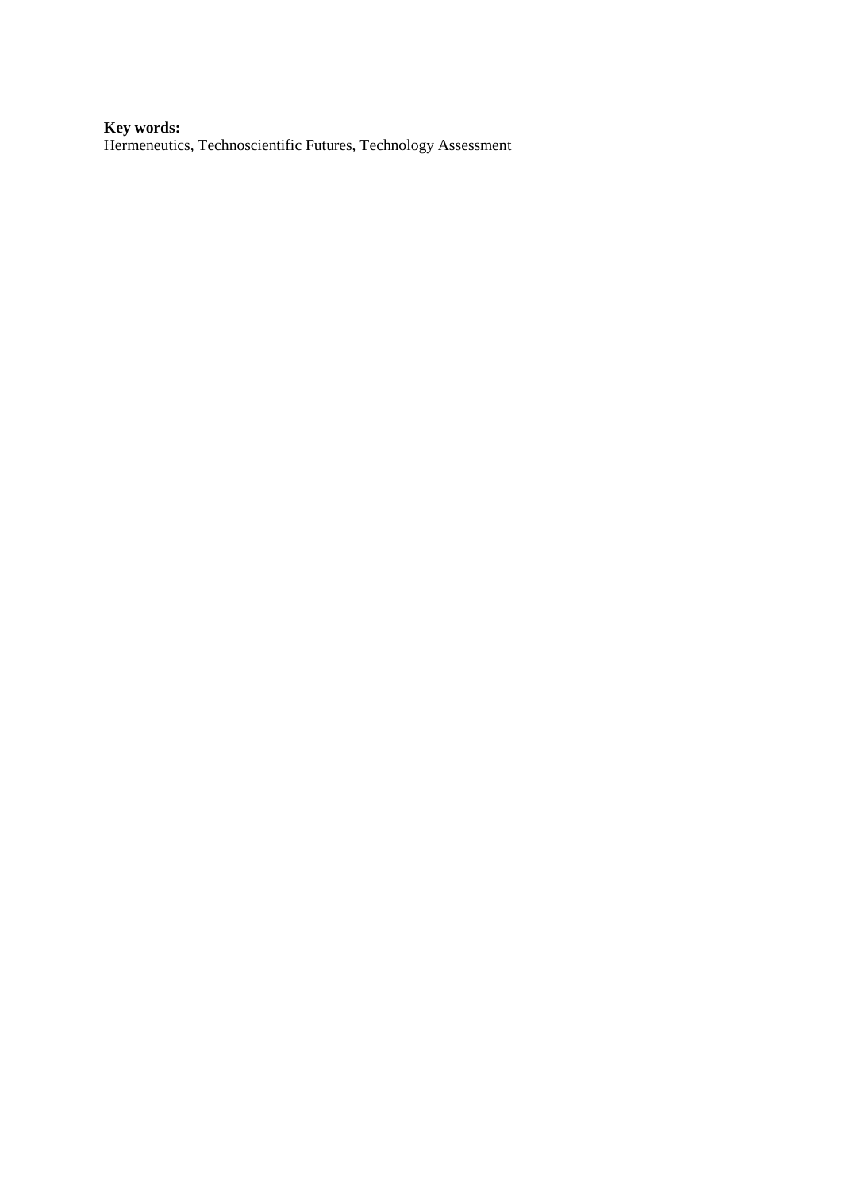**Key words:**
Hermeneutics, Technoscientific Futures, Technology Assessment